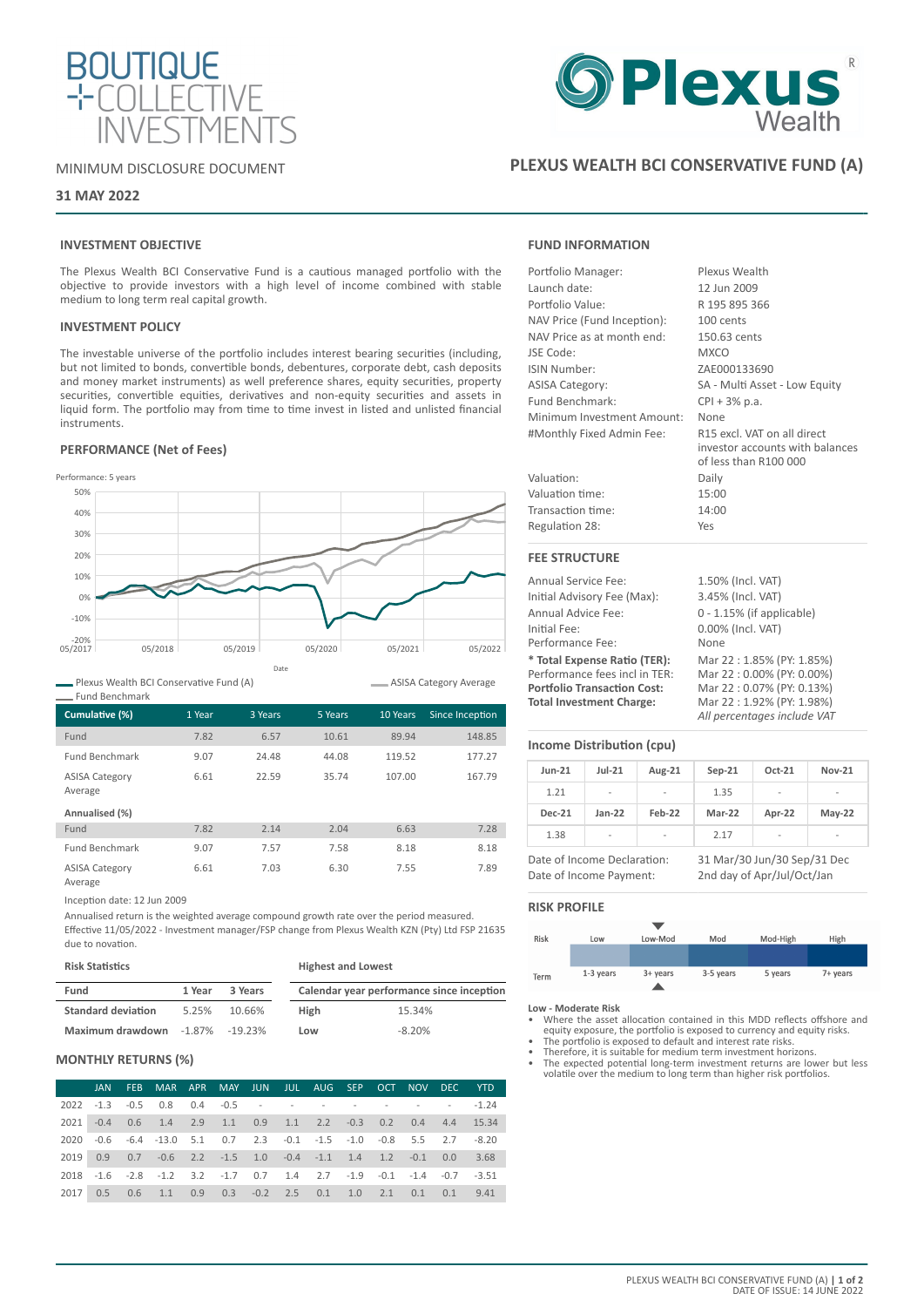BOUTIQUE COLLECTIVE INVESTMENTS

MINIMUM DISCLOSURE DOCUMENT

**31 MAY 2022**

Plexus Wealth

# PLEXUS WEALTH BCI CONSERVATIVE FUND (A)

## INVESTMENT OBJECTIVE

The Plexus Wealth BCI Conservative Fund is a cautious managed portfolio with the objective to provide investors with a high level of income combined with stable medium to long term real capital growth.

## INVESTMENT POLICY

The investable universe of the portfolio includes interest bearing securities (including, but not limited to bonds, convertible bonds, debentures, corporate debt, cash deposits and money market instruments) as well preference shares, equity securities, property securities, convertible equities, derivatives and non-equity securities and assets in liquid form. The portfolio may from time to time invest in listed and unlisted financial instruments.

## PERFORMANCE (Net of Fees)

Performance: 5 years

Plexus Wealth BCI Conservative Fund (A) — ASISA Category Average — Fund Benchmark

| Cumulative (%) | 1 Year | 3 Years | 5 Years | 10 Years | Since Inception |
|---|---|---|---|---|---|
| Fund | 7.82 | 6.57 | 10.61 | 89.94 | 148.85 |
| Fund Benchmark | 9.07 | 24.48 | 44.08 | 119.52 | 177.27 |
| ASISA Category Average | 6.61 | 22.59 | 35.74 | 107.00 | 167.79 |
| **Annualised (%)** | | | | | |
| Fund | 7.82 | 2.14 | 2.04 | 6.63 | 7.28 |
| Fund Benchmark | 9.07 | 7.57 | 7.58 | 8.18 | 8.18 |
| ASISA Category Average | 6.61 | 7.03 | 6.30 | 7.55 | 7.89 |

Inception date: 12 Jun 2009

Annualised return is the weighted average compound growth rate over the period measured.

Effective 11/05/2022 - Investment manager/FSP change from Plexus Wealth KZN (Pty) Ltd FSP 21635 due to novation.

**Risk Statistics**

| Fund | 1 Year | 3 Years |
|---|---|---|
| **Standard deviation** | 5.25% | 10.66% |
| **Maximum drawdown** | -1.87% | -19.23% |

**Highest and Lowest**

| Calendar year performance since inception | |
|---|---|
| **High** | 15.34% |
| **Low** | -8.20% |

## MONTHLY RETURNS (%)

| | JAN | FEB | MAR | APR | MAY | JUN | JUL | AUG | SEP | OCT | NOV | DEC | YTD |
|---|---|---|---|---|---|---|---|---|---|---|---|---|---|
| 2022 | -1.3 | -0.5 | 0.8 | 0.4 | -0.5 | - | - | - | - | - | - | - | -1.24 |
| 2021 | -0.4 | 0.6 | 1.4 | 2.9 | 1.1 | 0.9 | 1.1 | 2.2 | -0.3 | 0.2 | 0.4 | 4.4 | 15.34 |
| 2020 | -0.6 | -6.4 | -13.0 | 5.1 | 0.7 | 2.3 | -0.1 | -1.5 | -1.0 | -0.8 | 5.5 | 2.7 | -8.20 |
| 2019 | 0.9 | 0.7 | -0.6 | 2.2 | -1.5 | 1.0 | -0.4 | -1.1 | 1.4 | 1.2 | -0.1 | 0.0 | 3.68 |
| 2018 | -1.6 | -2.8 | -1.2 | 3.2 | -1.7 | 0.7 | 1.4 | 2.7 | -1.9 | -0.1 | -1.4 | -0.7 | -3.51 |
| 2017 | 0.5 | 0.6 | 1.1 | 0.9 | 0.3 | -0.2 | 2.5 | 0.1 | 1.0 | 2.1 | 0.1 | 0.1 | 9.41 |

## FUND INFORMATION

| | |
|---|---|
| Portfolio Manager: | Plexus Wealth |
| Launch date: | 12 Jun 2009 |
| Portfolio Value: | R 195 895 366 |
| NAV Price (Fund Inception): | 100 cents |
| NAV Price as at month end: | 150.63 cents |
| JSE Code: | MXCO |
| ISIN Number: | ZAE000133690 |
| ASISA Category: | SA - Multi Asset - Low Equity |
| Fund Benchmark: | CPI + 3% p.a. |
| Minimum Investment Amount: | None |
| #Monthly Fixed Admin Fee: | R15 excl. VAT on all direct investor accounts with balances of less than R100 000 |
| Valuation: | Daily |
| Valuation time: | 15:00 |
| Transaction time: | 14:00 |
| Regulation 28: | Yes |

## FEE STRUCTURE

| | |
|---|---|
| Annual Service Fee: | 1.50% (Incl. VAT) |
| Initial Advisory Fee (Max): | 3.45% (Incl. VAT) |
| Annual Advice Fee: | 0 - 1.15% (if applicable) |
| Initial Fee: | 0.00% (Incl. VAT) |
| Performance Fee: | None |
| **\* Total Expense Ratio (TER):** | Mar 22 : 1.85% (PY: 1.85%) |
| Performance fees incl in TER: | Mar 22 : 0.00% (PY: 0.00%) |
| **Portfolio Transaction Cost:** | Mar 22 : 0.07% (PY: 0.13%) |
| **Total Investment Charge:** | Mar 22 : 1.92% (PY: 1.98%) |
| | *All percentages include VAT* |

## Income Distribution (cpu)

| Jun-21 | Jul-21 | Aug-21 | Sep-21 | Oct-21 | Nov-21 |
|---|---|---|---|---|---|
| 1.21 | - | - | 1.35 | - | - |
| **Dec-21** | **Jan-22** | **Feb-22** | **Mar-22** | **Apr-22** | **May-22** |
| 1.38 | - | - | 2.17 | - | - |

| | |
|---|---|
| Date of Income Declaration: | 31 Mar/30 Jun/30 Sep/31 Dec |
| Date of Income Payment: | 2nd day of Apr/Jul/Oct/Jan |

## RISK PROFILE

| Risk | Low | Low-Mod | Mod | Mod-High | High |
|---|---|---|---|---|---|
| Term | 1-3 years | 3+ years | 3-5 years | 5 years | 7+ years |

**Low - Moderate Risk**

- Where the asset allocation contained in this MDD reflects offshore and equity exposure, the portfolio is exposed to currency and equity risks.
- The portfolio is exposed to default and interest rate risks.
- Therefore, it is suitable for medium term investment horizons.
- The expected potential long-term investment returns are lower but less volatile over the medium to long term than higher risk portfolios.

DATE OF ISSUE: 14 JUNE 2022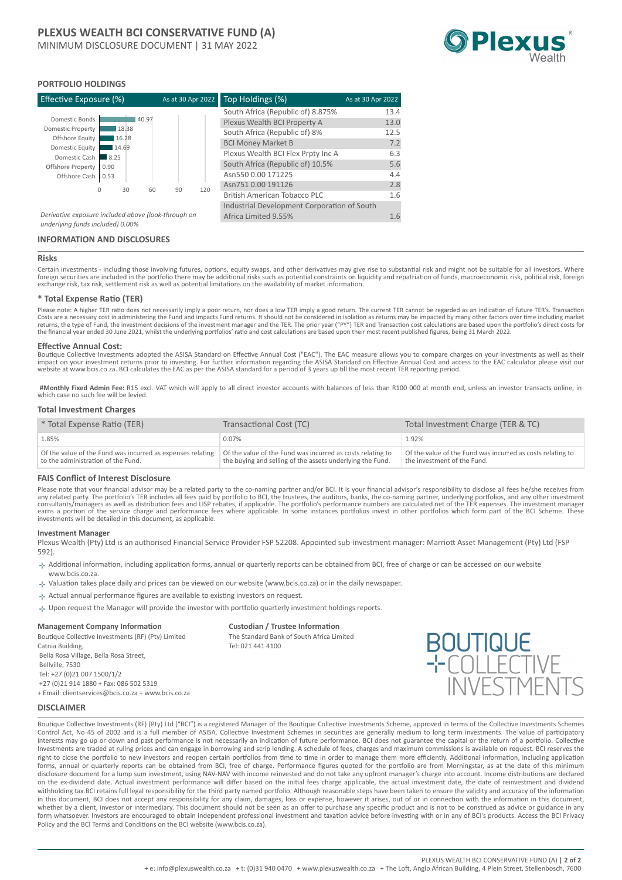# PLEXUS WEALTH BCI CONSERVATIVE FUND (A)

MINIMUM DISCLOSURE DOCUMENT | 31 MAY 2022

## PORTFOLIO HOLDINGS

Effective Exposure (%) As at 30 Apr 2022

Domestic Bonds 40.97
Domestic Property 18.38
Offshore Equity 16.28
Domestic Equity 14.69
Domestic Cash 8.25
Offshore Property 0.90
Offshore Cash 0.53

0 30 60 90 120

*Derivative exposure included above (look-through on underlying funds included) 0.00%*

| Top Holdings (%) | As at 30 Apr 2022 |
|---|---|
| South Africa (Republic of) 8.875% | 13.4 |
| Plexus Wealth BCI Property A | 13.0 |
| South Africa (Republic of) 8% | 12.5 |
| BCI Money Market B | 7.2 |
| Plexus Wealth BCI Flex Prpty Inc A | 6.3 |
| South Africa (Republic of) 10.5% | 5.6 |
| Asn550 0.00 171225 | 4.4 |
| Asn751 0.00 191126 | 2.8 |
| British American Tobacco PLC | 1.6 |
| Industrial Development Corporation of South Africa Limited 9.55% | 1.6 |

## INFORMATION AND DISCLOSURES

### Risks

Certain investments - including those involving futures, options, equity swaps, and other derivatives may give rise to substantial risk and might not be suitable for all investors. Where foreign securities are included in the portfolio there may be additional risks such as potential constraints on liquidity and repatriation of funds, macroeconomic risk, political risk, foreign exchange risk, tax risk, settlement risk as well as potential limitations on the availability of market information.

### * Total Expense Ratio (TER)

Please note: A higher TER ratio does not necessarily imply a poor return, nor does a low TER imply a good return. The current TER cannot be regarded as an indication of future TER's. Transaction Costs are a necessary cost in administering the Fund and impacts Fund returns. It should not be considered in isolation as returns may be impacted by many other factors over time including market returns, the type of Fund, the investment decisions of the investment manager and the TER. The prior year ("PY") TER and Transaction cost calculations are based upon the portfolio's direct costs for the financial year ended 30 June 2021, whilst the underlying portfolios' ratio and cost calculations are based upon their most recent published figures, being 31 March 2022.

### Effective Annual Cost:

Boutique Collective Investments adopted the ASISA Standard on Effective Annual Cost ("EAC"). The EAC measure allows you to compare charges on your investments as well as their impact on your investment returns prior to investing. For further information regarding the ASISA Standard on Effective Annual Cost and access to the EAC calculator please visit our website at www.bcis.co.za. BCI calculates the EAC as per the ASISA standard for a period of 3 years up till the most recent TER reporting period.

**#Monthly Fixed Admin Fee:** R15 excl. VAT which will apply to all direct investor accounts with balances of less than R100 000 at month end, unless an investor transacts online, in which case no such fee will be levied.

### Total Investment Charges

| * Total Expense Ratio (TER) | Transactional Cost (TC) | Total Investment Charge (TER & TC) |
|---|---|---|
| 1.85% | 0.07% | 1.92% |
| Of the value of the Fund was incurred as expenses relating to the administration of the Fund. | Of the value of the Fund was incurred as costs relating to the buying and selling of the assets underlying the Fund. | Of the value of the Fund was incurred as costs relating to the investment of the Fund. |

### FAIS Conflict of Interest Disclosure

Please note that your financial advisor may be a related party to the co-naming partner and/or BCI. It is your financial advisor's responsibility to disclose all fees he/she receives from any related party. The portfolio's TER includes all fees paid by portfolio to BCI, the trustees, the auditors, banks, the co-naming partner, underlying portfolios, and any other investment consultants/managers as well as distribution fees and LISP rebates, if applicable. The portfolio's performance numbers are calculated net of the TER expenses. The investment manager earns a portion of the service charge and performance fees where applicable. In some instances portfolios invest in other portfolios which form part of the BCI Scheme. These investments will be detailed in this document, as applicable.

#### Investment Manager

Plexus Wealth (Pty) Ltd is an authorised Financial Service Provider FSP 52208. Appointed sub-investment manager: Marriott Asset Management (Pty) Ltd (FSP 592).

- Additional information, including application forms, annual or quarterly reports can be obtained from BCI, free of charge or can be accessed on our website www.bcis.co.za.
- Valuation takes place daily and prices can be viewed on our website (www.bcis.co.za) or in the daily newspaper.
- Actual annual performance figures are available to existing investors on request.
- Upon request the Manager will provide the investor with portfolio quarterly investment holdings reports.

#### Management Company Information

Boutique Collective Investments (RF) (Pty) Limited
Catnia Building,
Bella Rosa Village, Bella Rosa Street,
Bellville, 7530
Tel: +27 (0)21 007 1500/1/2
+27 (0)21 914 1880 + Fax: 086 502 5319
+ Email: clientservices@bcis.co.za + www.bcis.co.za

#### Custodian / Trustee Information

The Standard Bank of South Africa Limited
Tel: 021 441 4100

### DISCLAIMER

Boutique Collective Investments (RF) (Pty) Ltd ("BCI") is a registered Manager of the Boutique Collective Investments Scheme, approved in terms of the Collective Investments Schemes Control Act, No 45 of 2002 and is a full member of ASISA. Collective Investment Schemes in securities are generally medium to long term investments. The value of participatory interests may go up or down and past performance is not necessarily an indication of future performance. BCI does not guarantee the capital or the return of a portfolio. Collective Investments are traded at ruling prices and can engage in borrowing and scrip lending. A schedule of fees, charges and maximum commissions is available on request. BCI reserves the right to close the portfolio to new investors and reopen certain portfolios from time to time in order to manage them more efficiently. Additional information, including application forms, annual or quarterly reports can be obtained from BCI, free of charge. Performance figures quoted for the portfolio are from Morningstar, as at the date of this minimum disclosure document for a lump sum investment, using NAV-NAV with income reinvested and do not take any upfront manager's charge into account. Income distributions are declared on the ex-dividend date. Actual investment performance will differ based on the initial fees charge applicable, the actual investment date, the date of reinvestment and dividend withholding tax.BCI retains full legal responsibility for the third party named portfolio. Although reasonable steps have been taken to ensure the validity and accuracy of the information in this document, BCI does not accept any responsibility for any claim, damages, loss or expense, however it arises, out of or in connection with the information in this document, whether by a client, investor or intermediary. This document should not be seen as an offer to purchase any specific product and is not to be construed as advice or guidance in any form whatsoever. Investors are encouraged to obtain independent professional investment and taxation advice before investing with or in any of BCI's products. Access the BCI Privacy Policy and the BCI Terms and Conditions on the BCI website (www.bcis.co.za).

+ e: info@plexuswealth.co.za + t: (0)31 940 0470 + www.plexuswealth.co.za + The Loft, Anglo African Building, 4 Plein Street, Stellenbosch, 7600